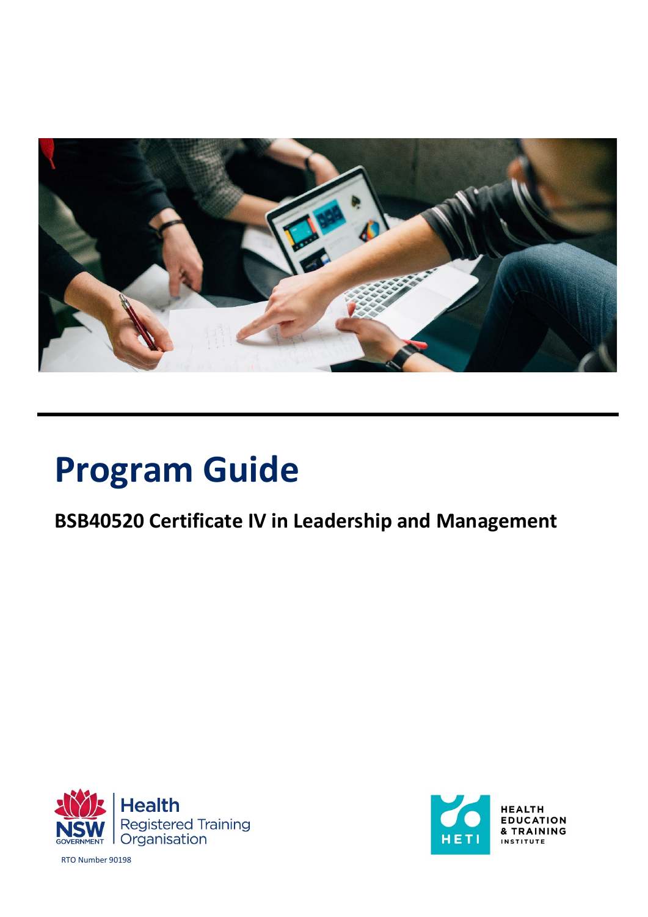# Program Guide

## BSB40520 Certificate IV in Leadership and Management

Health
Registered Training
Organisation

RTO Number 90198

HEALTH
EDUCATION
& TRAINING
INSTITUTE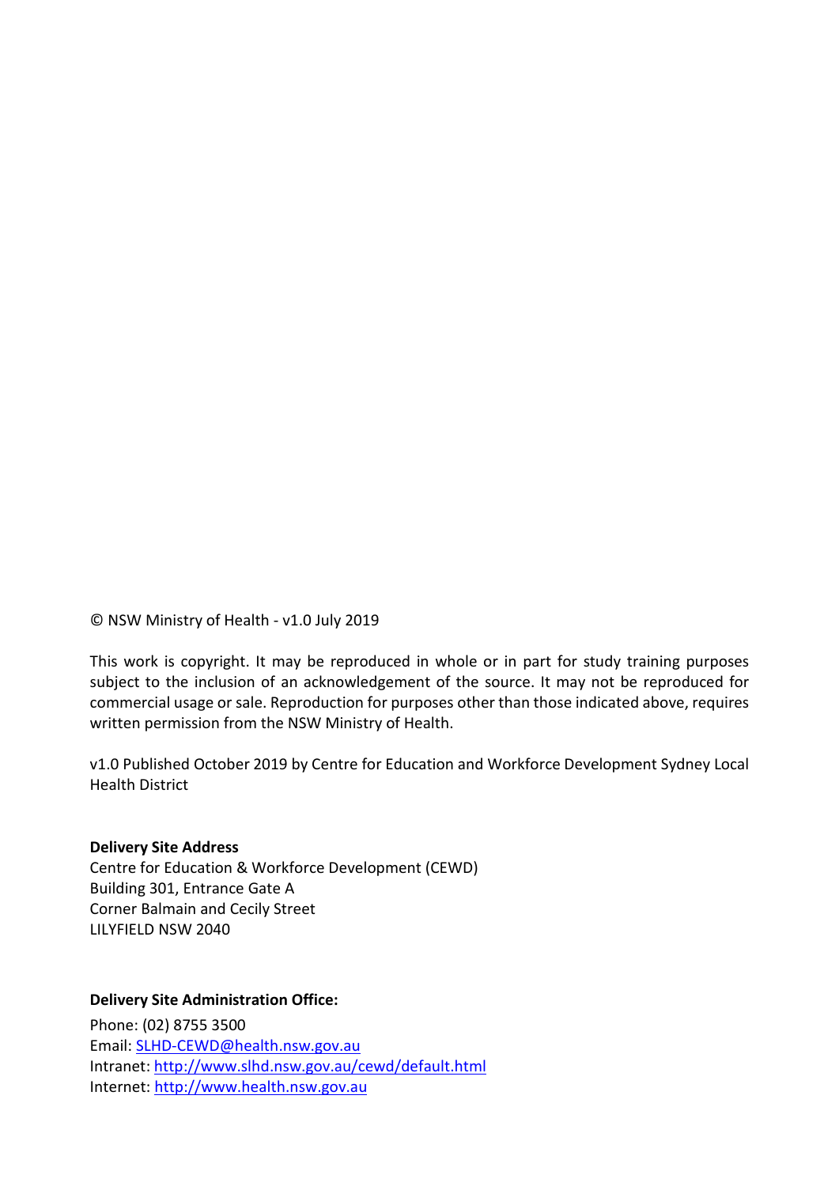© NSW Ministry of Health - v1.0 July 2019

This work is copyright. It may be reproduced in whole or in part for study training purposes subject to the inclusion of an acknowledgement of the source. It may not be reproduced for commercial usage or sale. Reproduction for purposes other than those indicated above, requires written permission from the NSW Ministry of Health.

v1.0 Published October 2019 by Centre for Education and Workforce Development Sydney Local Health District

**Delivery Site Address**
Centre for Education & Workforce Development (CEWD)
Building 301, Entrance Gate A
Corner Balmain and Cecily Street
LILYFIELD NSW 2040

**Delivery Site Administration Office:**

Phone: (02) 8755 3500
Email: [SLHD-CEWD@health.nsw.gov.au](mailto:SLHD-CEWD@health.nsw.gov.au)
Intranet: [http://www.slhd.nsw.gov.au/cewd/default.html](http://www.slhd.nsw.gov.au/cewd/default.html)
Internet: [http://www.health.nsw.gov.au](http://www.health.nsw.gov.au)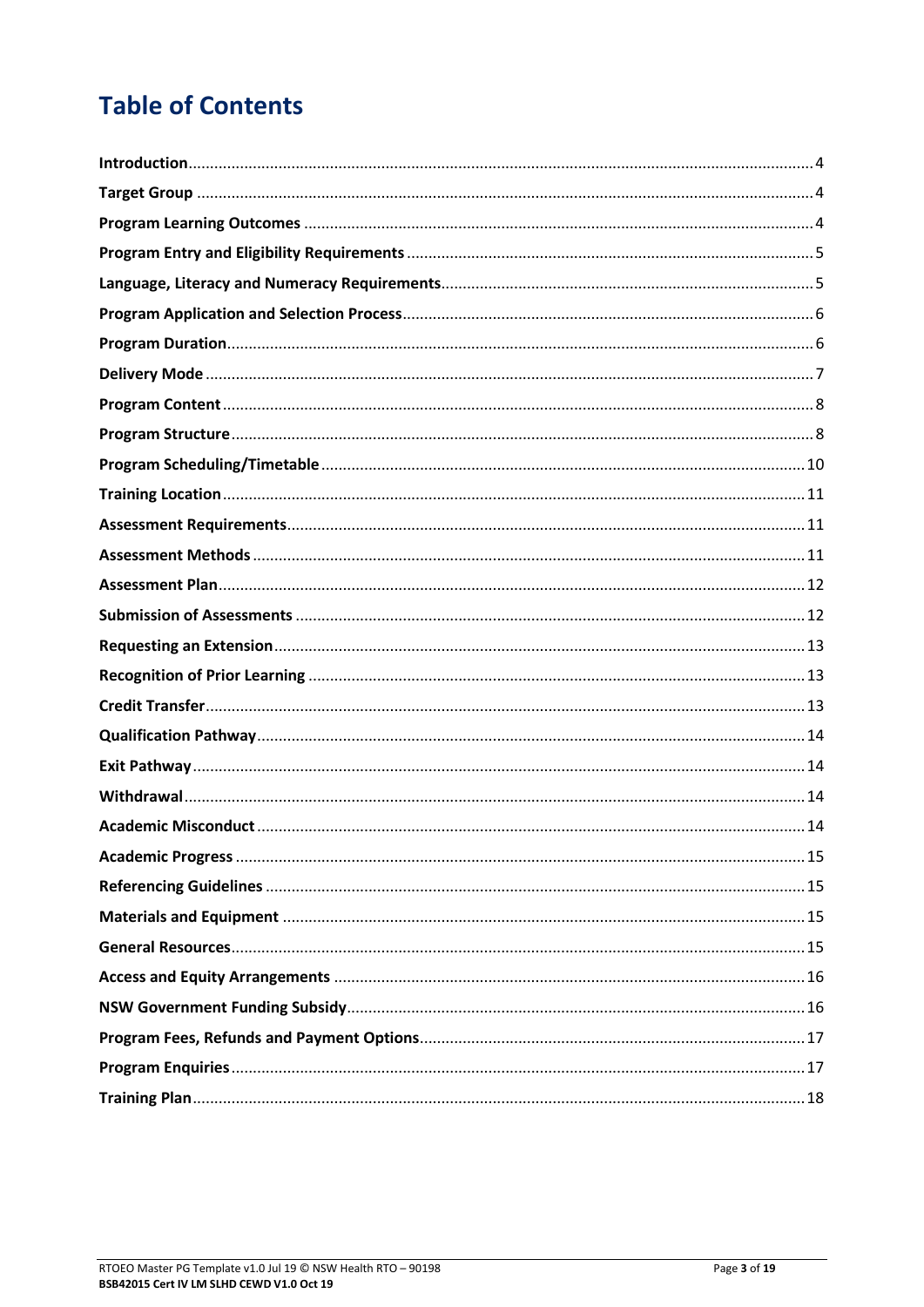# Table of Contents

| | |
|---|---|
| **Introduction** | 4 |
| **Target Group** | 4 |
| **Program Learning Outcomes** | 4 |
| **Program Entry and Eligibility Requirements** | 5 |
| **Language, Literacy and Numeracy Requirements** | 5 |
| **Program Application and Selection Process** | 6 |
| **Program Duration** | 6 |
| **Delivery Mode** | 7 |
| **Program Content** | 8 |
| **Program Structure** | 8 |
| **Program Scheduling/Timetable** | 10 |
| **Training Location** | 11 |
| **Assessment Requirements** | 11 |
| **Assessment Methods** | 11 |
| **Assessment Plan** | 12 |
| **Submission of Assessments** | 12 |
| **Requesting an Extension** | 13 |
| **Recognition of Prior Learning** | 13 |
| **Credit Transfer** | 13 |
| **Qualification Pathway** | 14 |
| **Exit Pathway** | 14 |
| **Withdrawal** | 14 |
| **Academic Misconduct** | 14 |
| **Academic Progress** | 15 |
| **Referencing Guidelines** | 15 |
| **Materials and Equipment** | 15 |
| **General Resources** | 15 |
| **Access and Equity Arrangements** | 16 |
| **NSW Government Funding Subsidy** | 16 |
| **Program Fees, Refunds and Payment Options** | 17 |
| **Program Enquiries** | 17 |
| **Training Plan** | 18 |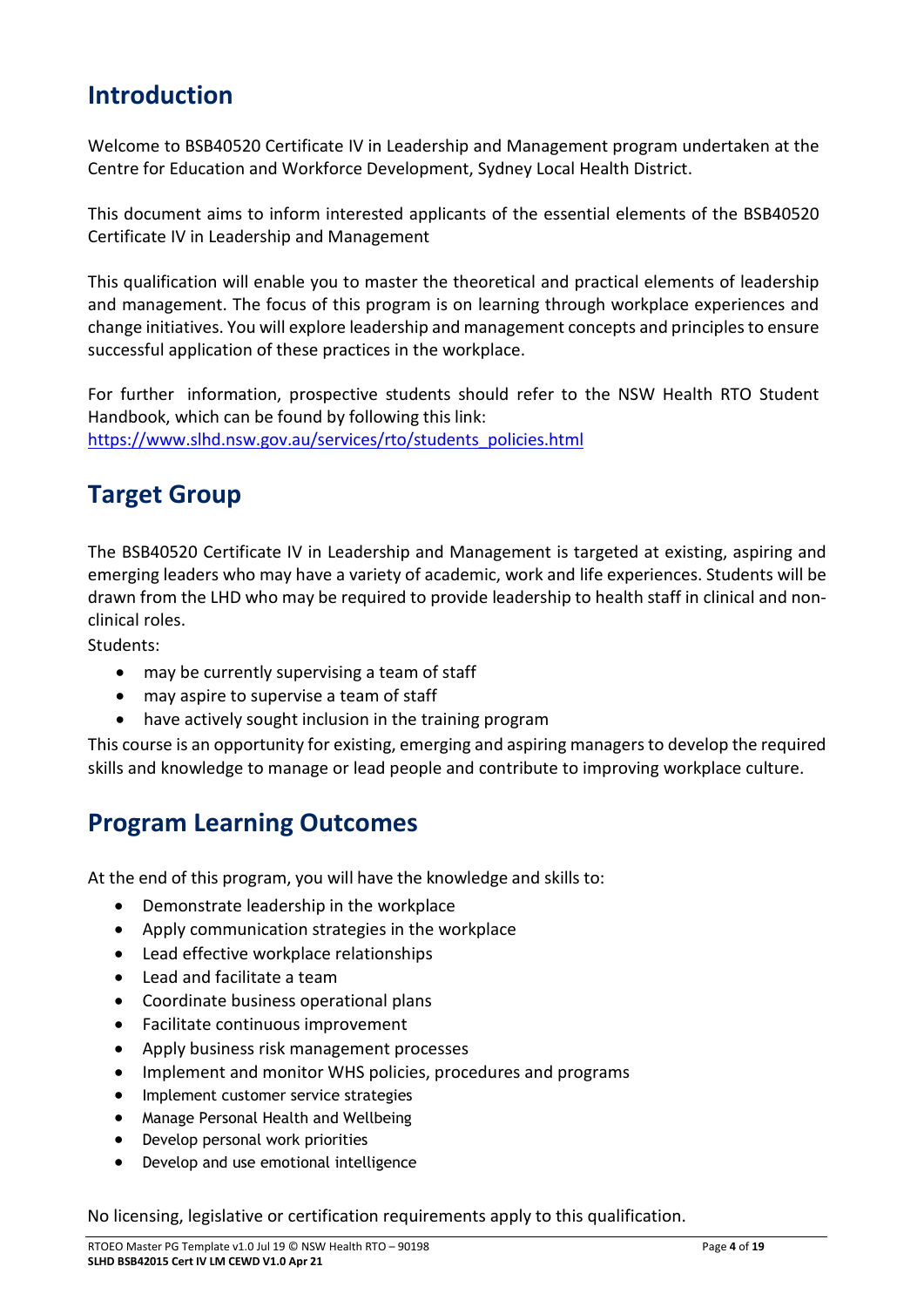# Introduction

Welcome to BSB40520 Certificate IV in Leadership and Management program undertaken at the Centre for Education and Workforce Development, Sydney Local Health District.

This document aims to inform interested applicants of the essential elements of the BSB40520 Certificate IV in Leadership and Management

This qualification will enable you to master the theoretical and practical elements of leadership and management. The focus of this program is on learning through workplace experiences and change initiatives. You will explore leadership and management concepts and principles to ensure successful application of these practices in the workplace.

For further information, prospective students should refer to the NSW Health RTO Student Handbook, which can be found by following this link:
https://www.slhd.nsw.gov.au/services/rto/students_policies.html

# Target Group

The BSB40520 Certificate IV in Leadership and Management is targeted at existing, aspiring and emerging leaders who may have a variety of academic, work and life experiences. Students will be drawn from the LHD who may be required to provide leadership to health staff in clinical and non-clinical roles.

Students:

- may be currently supervising a team of staff
- may aspire to supervise a team of staff
- have actively sought inclusion in the training program

This course is an opportunity for existing, emerging and aspiring managers to develop the required skills and knowledge to manage or lead people and contribute to improving workplace culture.

# Program Learning Outcomes

At the end of this program, you will have the knowledge and skills to:

- Demonstrate leadership in the workplace
- Apply communication strategies in the workplace
- Lead effective workplace relationships
- Lead and facilitate a team
- Coordinate business operational plans
- Facilitate continuous improvement
- Apply business risk management processes
- Implement and monitor WHS policies, procedures and programs
- Implement customer service strategies
- Manage Personal Health and Wellbeing
- Develop personal work priorities
- Develop and use emotional intelligence

No licensing, legislative or certification requirements apply to this qualification.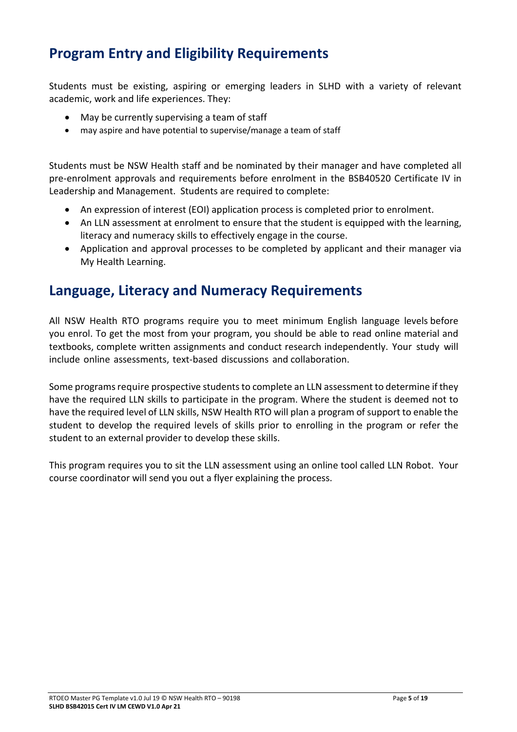## Program Entry and Eligibility Requirements

Students must be existing, aspiring or emerging leaders in SLHD with a variety of relevant academic, work and life experiences. They:

- May be currently supervising a team of staff
- may aspire and have potential to supervise/manage a team of staff

Students must be NSW Health staff and be nominated by their manager and have completed all pre-enrolment approvals and requirements before enrolment in the BSB40520 Certificate IV in Leadership and Management. Students are required to complete:

- An expression of interest (EOI) application process is completed prior to enrolment.
- An LLN assessment at enrolment to ensure that the student is equipped with the learning, literacy and numeracy skills to effectively engage in the course.
- Application and approval processes to be completed by applicant and their manager via My Health Learning.

## Language, Literacy and Numeracy Requirements

All NSW Health RTO programs require you to meet minimum English language levels before you enrol. To get the most from your program, you should be able to read online material and textbooks, complete written assignments and conduct research independently. Your study will include online assessments, text-based discussions and collaboration.

Some programs require prospective students to complete an LLN assessment to determine if they have the required LLN skills to participate in the program. Where the student is deemed not to have the required level of LLN skills, NSW Health RTO will plan a program of support to enable the student to develop the required levels of skills prior to enrolling in the program or refer the student to an external provider to develop these skills.

This program requires you to sit the LLN assessment using an online tool called LLN Robot. Your course coordinator will send you out a flyer explaining the process.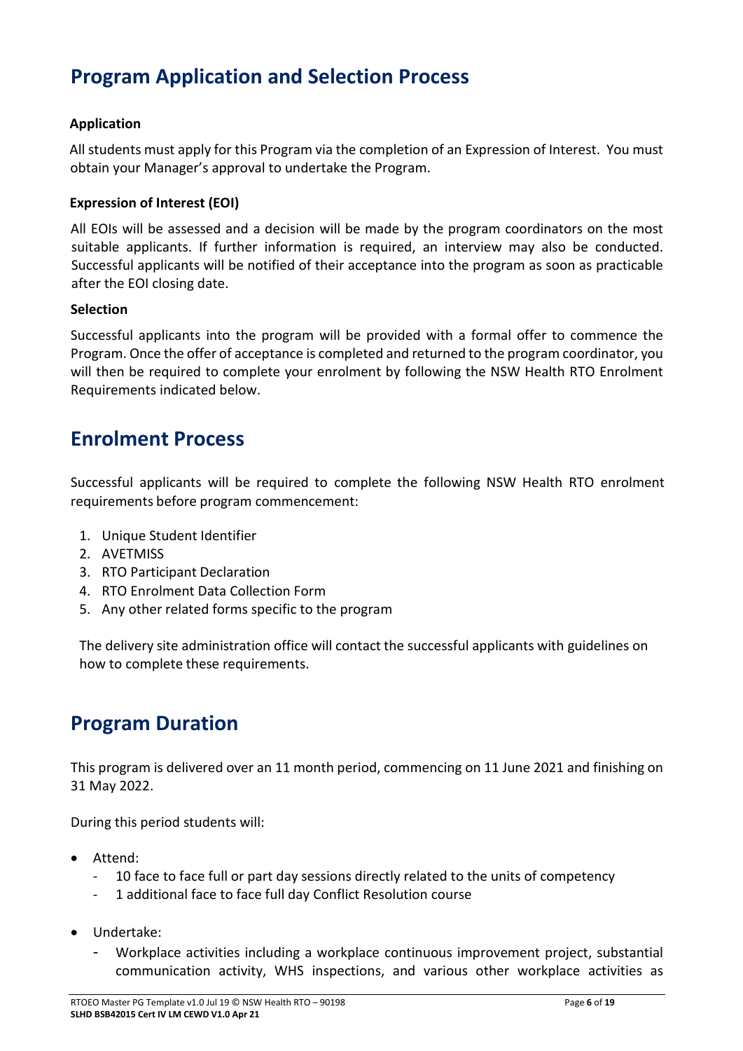# Program Application and Selection Process

### Application

All students must apply for this Program via the completion of an Expression of Interest. You must obtain your Manager's approval to undertake the Program.

### Expression of Interest (EOI)

All EOIs will be assessed and a decision will be made by the program coordinators on the most suitable applicants. If further information is required, an interview may also be conducted. Successful applicants will be notified of their acceptance into the program as soon as practicable after the EOI closing date.

### Selection

Successful applicants into the program will be provided with a formal offer to commence the Program. Once the offer of acceptance is completed and returned to the program coordinator, you will then be required to complete your enrolment by following the NSW Health RTO Enrolment Requirements indicated below.

# Enrolment Process

Successful applicants will be required to complete the following NSW Health RTO enrolment requirements before program commencement:

1. Unique Student Identifier
2. AVETMISS
3. RTO Participant Declaration
4. RTO Enrolment Data Collection Form
5. Any other related forms specific to the program

The delivery site administration office will contact the successful applicants with guidelines on how to complete these requirements.

# Program Duration

This program is delivered over an 11 month period, commencing on 11 June 2021 and finishing on 31 May 2022.

During this period students will:

- Attend:
  - 10 face to face full or part day sessions directly related to the units of competency
  - 1 additional face to face full day Conflict Resolution course
- Undertake:
  - Workplace activities including a workplace continuous improvement project, substantial communication activity, WHS inspections, and various other workplace activities as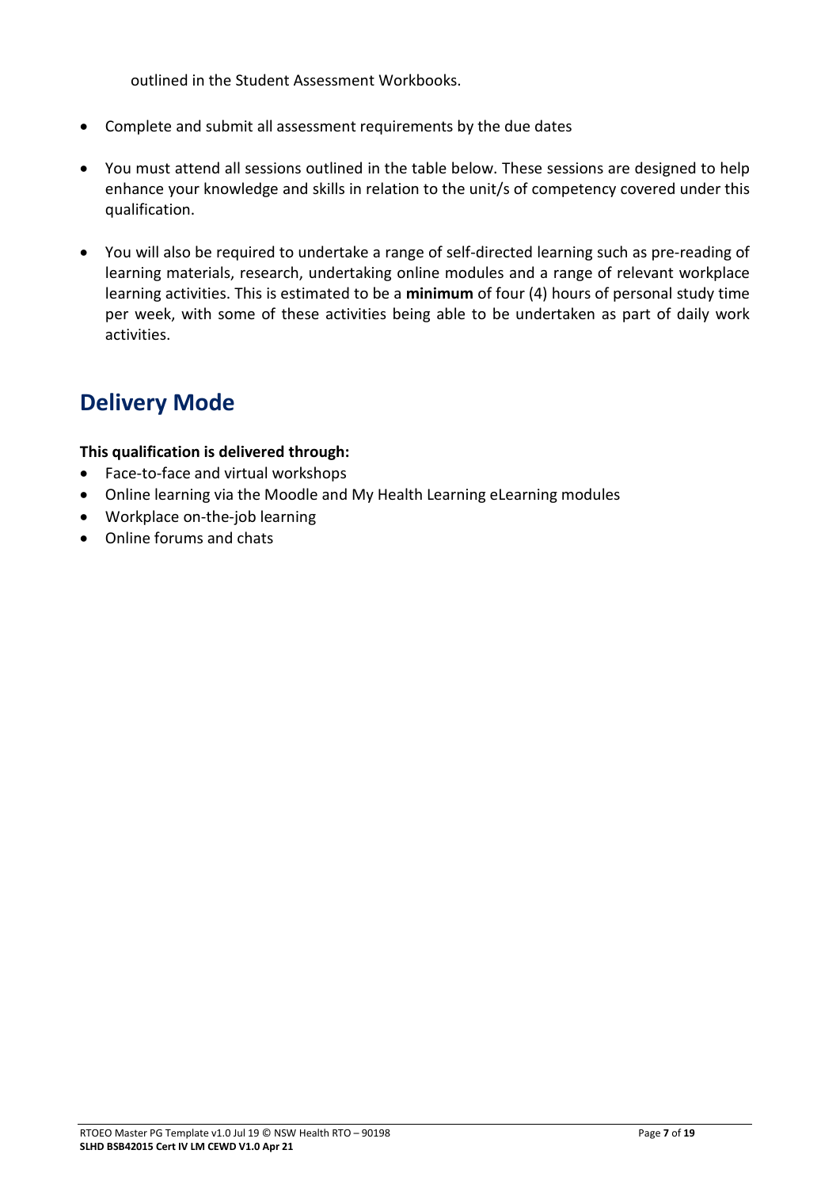outlined in the Student Assessment Workbooks.

- Complete and submit all assessment requirements by the due dates
- You must attend all sessions outlined in the table below. These sessions are designed to help enhance your knowledge and skills in relation to the unit/s of competency covered under this qualification.
- You will also be required to undertake a range of self-directed learning such as pre-reading of learning materials, research, undertaking online modules and a range of relevant workplace learning activities. This is estimated to be a **minimum** of four (4) hours of personal study time per week, with some of these activities being able to be undertaken as part of daily work activities.

## Delivery Mode

**This qualification is delivered through:**

- Face-to-face and virtual workshops
- Online learning via the Moodle and My Health Learning eLearning modules
- Workplace on-the-job learning
- Online forums and chats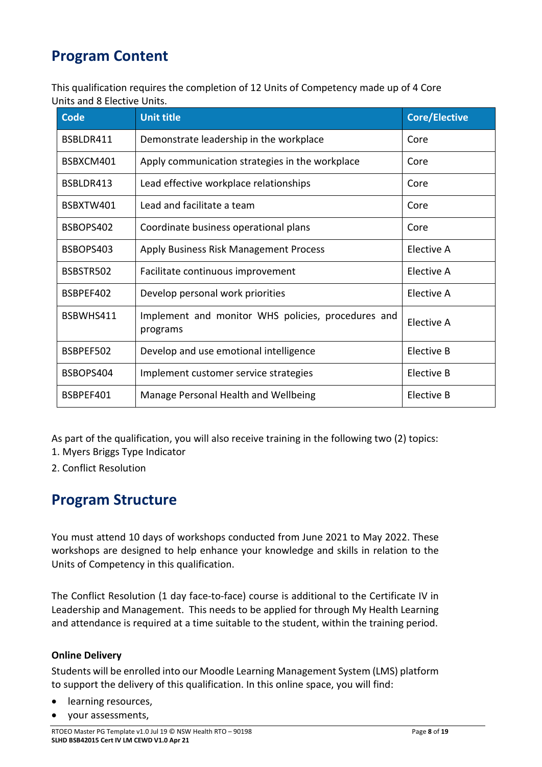## Program Content

This qualification requires the completion of 12 Units of Competency made up of 4 Core Units and 8 Elective Units.

| Code | Unit title | Core/Elective |
|---|---|---|
| BSBLDR411 | Demonstrate leadership in the workplace | Core |
| BSBXCM401 | Apply communication strategies in the workplace | Core |
| BSBLDR413 | Lead effective workplace relationships | Core |
| BSBXTW401 | Lead and facilitate a team | Core |
| BSBOPS402 | Coordinate business operational plans | Core |
| BSBOPS403 | Apply Business Risk Management Process | Elective A |
| BSBSTR502 | Facilitate continuous improvement | Elective A |
| BSBPEF402 | Develop personal work priorities | Elective A |
| BSBWHS411 | Implement and monitor WHS policies, procedures and programs | Elective A |
| BSBPEF502 | Develop and use emotional intelligence | Elective B |
| BSBOPS404 | Implement customer service strategies | Elective B |
| BSBPEF401 | Manage Personal Health and Wellbeing | Elective B |

As part of the qualification, you will also receive training in the following two (2) topics:

1. Myers Briggs Type Indicator
2. Conflict Resolution

## Program Structure

You must attend 10 days of workshops conducted from June 2021 to May 2022. These workshops are designed to help enhance your knowledge and skills in relation to the Units of Competency in this qualification.

The Conflict Resolution (1 day face-to-face) course is additional to the Certificate IV in Leadership and Management. This needs to be applied for through My Health Learning and attendance is required at a time suitable to the student, within the training period.

### Online Delivery

Students will be enrolled into our Moodle Learning Management System (LMS) platform to support the delivery of this qualification. In this online space, you will find:

- learning resources,
- your assessments,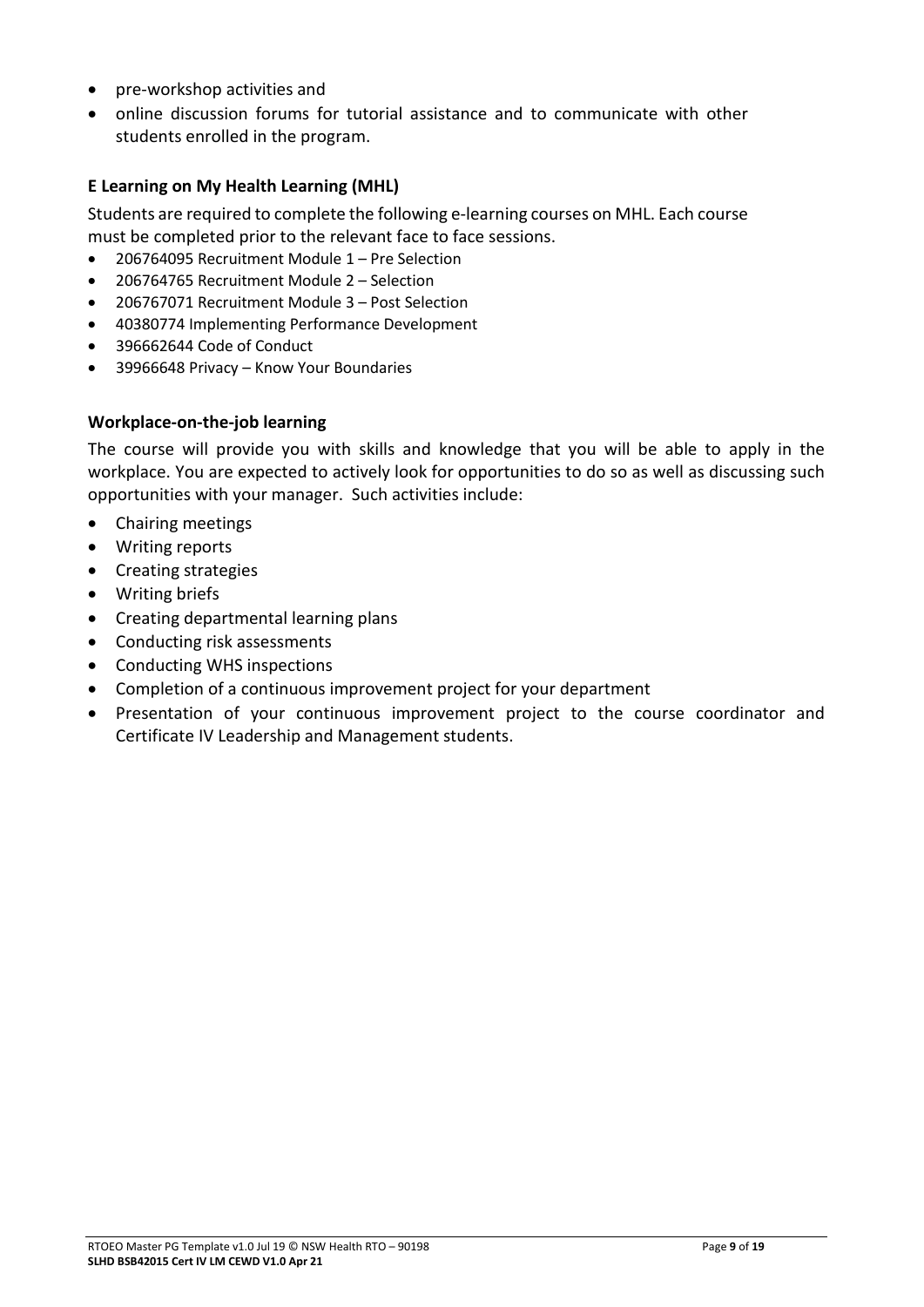- pre-workshop activities and
- online discussion forums for tutorial assistance and to communicate with other students enrolled in the program.

### E Learning on My Health Learning (MHL)

Students are required to complete the following e-learning courses on MHL. Each course must be completed prior to the relevant face to face sessions.

- 206764095 Recruitment Module 1 – Pre Selection
- 206764765 Recruitment Module 2 – Selection
- 206767071 Recruitment Module 3 – Post Selection
- 40380774 Implementing Performance Development
- 396662644 Code of Conduct
- 39966648 Privacy – Know Your Boundaries

### Workplace-on-the-job learning

The course will provide you with skills and knowledge that you will be able to apply in the workplace. You are expected to actively look for opportunities to do so as well as discussing such opportunities with your manager. Such activities include:

- Chairing meetings
- Writing reports
- Creating strategies
- Writing briefs
- Creating departmental learning plans
- Conducting risk assessments
- Conducting WHS inspections
- Completion of a continuous improvement project for your department
- Presentation of your continuous improvement project to the course coordinator and Certificate IV Leadership and Management students.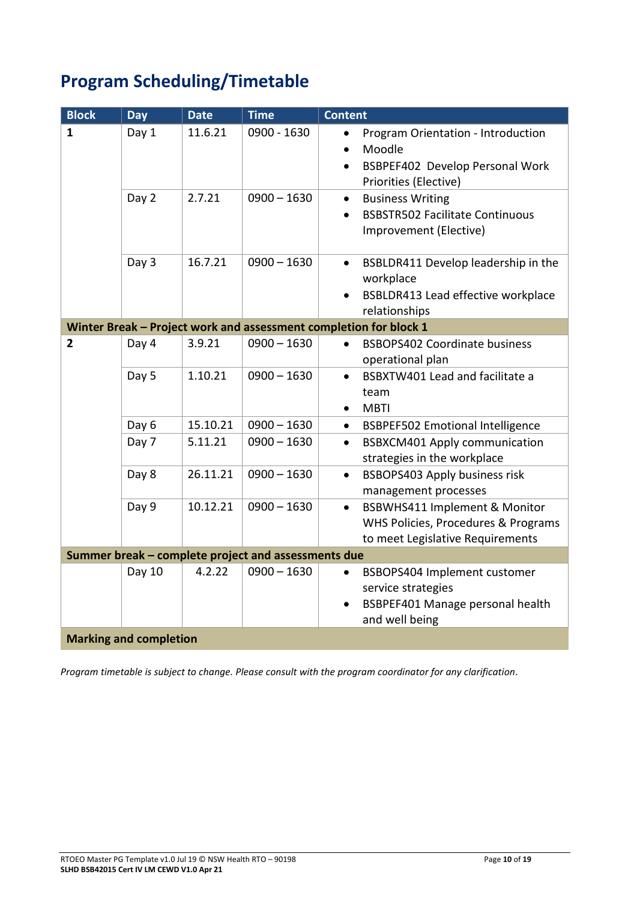## Program Scheduling/Timetable

| Block | Day | Date | Time | Content |
|---|---|---|---|---|
| **1** | Day 1 | 11.6.21 | 0900 - 1630 | • Program Orientation - Introduction<br>• Moodle<br>• BSBPEF402 Develop Personal Work Priorities (Elective) |
| | Day 2 | 2.7.21 | 0900 – 1630 | • Business Writing<br>• BSBSTR502 Facilitate Continuous Improvement (Elective) |
| | Day 3 | 16.7.21 | 0900 – 1630 | • BSBLDR411 Develop leadership in the workplace<br>• BSBLDR413 Lead effective workplace relationships |
| **Winter Break – Project work and assessment completion for block 1** | | | | |
| **2** | Day 4 | 3.9.21 | 0900 – 1630 | • BSBOPS402 Coordinate business operational plan |
| | Day 5 | 1.10.21 | 0900 – 1630 | • BSBXTW401 Lead and facilitate a team<br>• MBTI |
| | Day 6 | 15.10.21 | 0900 – 1630 | • BSBPEF502 Emotional Intelligence |
| | Day 7 | 5.11.21 | 0900 – 1630 | • BSBXCM401 Apply communication strategies in the workplace |
| | Day 8 | 26.11.21 | 0900 – 1630 | • BSBOPS403 Apply business risk management processes |
| | Day 9 | 10.12.21 | 0900 – 1630 | • BSBWHS411 Implement & Monitor WHS Policies, Procedures & Programs to meet Legislative Requirements |
| **Summer break – complete project and assessments due** | | | | |
| | Day 10 | 4.2.22 | 0900 – 1630 | • BSBOPS404 Implement customer service strategies<br>• BSBPEF401 Manage personal health and well being |
| **Marking and completion** | | | | |

*Program timetable is subject to change. Please consult with the program coordinator for any clarification.*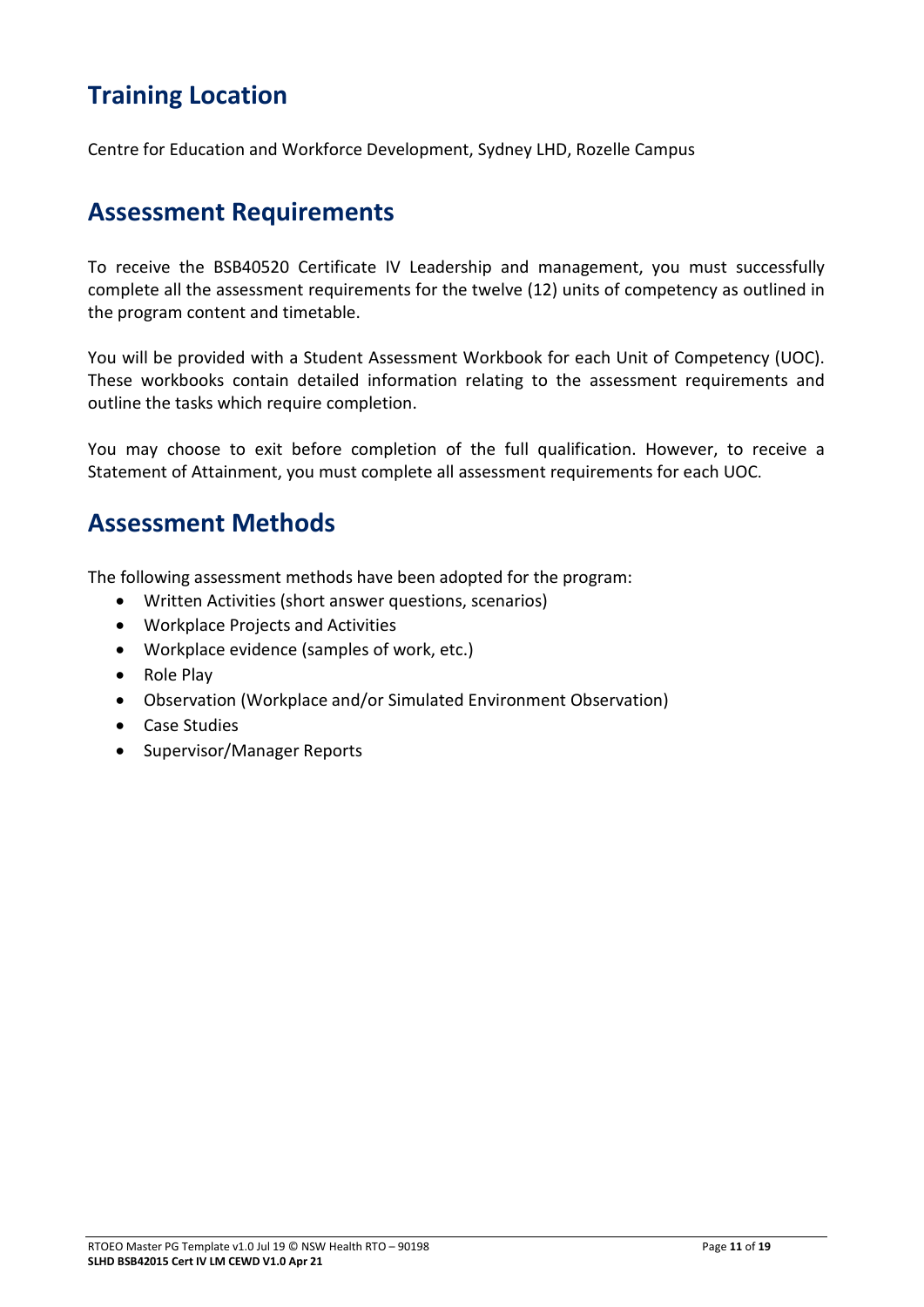## Training Location

Centre for Education and Workforce Development, Sydney LHD, Rozelle Campus

## Assessment Requirements

To receive the BSB40520 Certificate IV Leadership and management, you must successfully complete all the assessment requirements for the twelve (12) units of competency as outlined in the program content and timetable.

You will be provided with a Student Assessment Workbook for each Unit of Competency (UOC). These workbooks contain detailed information relating to the assessment requirements and outline the tasks which require completion.

You may choose to exit before completion of the full qualification. However, to receive a Statement of Attainment, you must complete all assessment requirements for each UOC.

## Assessment Methods

The following assessment methods have been adopted for the program:

- Written Activities (short answer questions, scenarios)
- Workplace Projects and Activities
- Workplace evidence (samples of work, etc.)
- Role Play
- Observation (Workplace and/or Simulated Environment Observation)
- Case Studies
- Supervisor/Manager Reports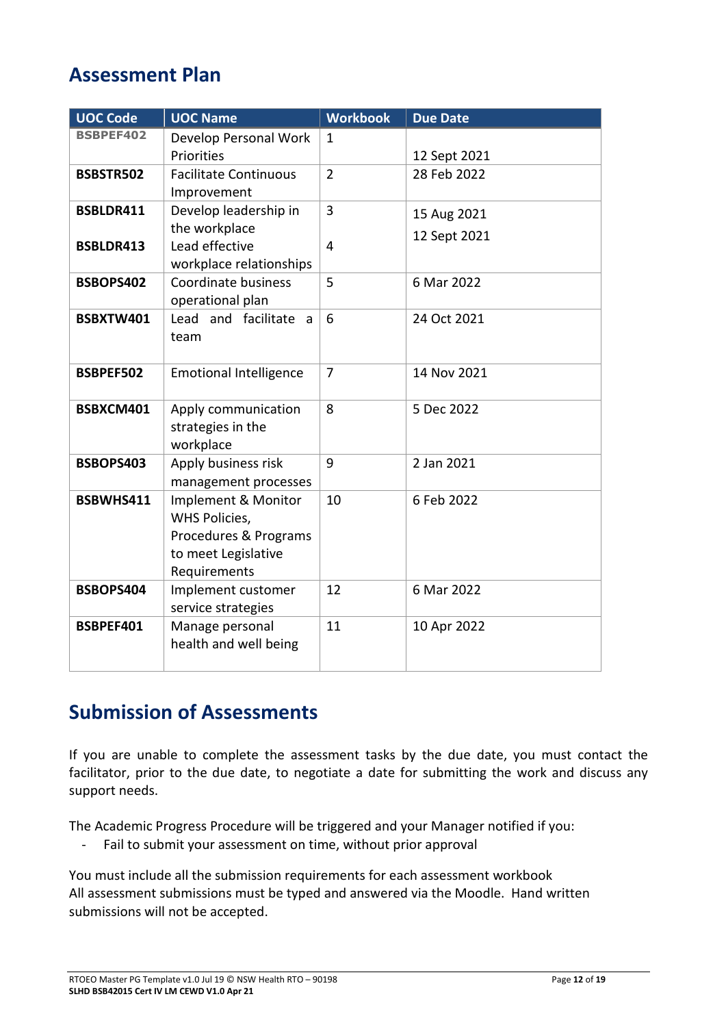## Assessment Plan

| UOC Code | UOC Name | Workbook | Due Date |
|---|---|---|---|
| **BSBPEF402** | Develop Personal Work Priorities | 1 | 12 Sept 2021 |
| **BSBSTR502** | Facilitate Continuous Improvement | 2 | 28 Feb 2022 |
| **BSBLDR411** | Develop leadership in the workplace | 3 | 15 Aug 2021 |
| **BSBLDR413** | Lead effective workplace relationships | 4 | 12 Sept 2021 |
| **BSBOPS402** | Coordinate business operational plan | 5 | 6 Mar 2022 |
| **BSBXTW401** | Lead and facilitate a team | 6 | 24 Oct 2021 |
| **BSBPEF502** | Emotional Intelligence | 7 | 14 Nov 2021 |
| **BSBXCM401** | Apply communication strategies in the workplace | 8 | 5 Dec 2022 |
| **BSBOPS403** | Apply business risk management processes | 9 | 2 Jan 2021 |
| **BSBWHS411** | Implement & Monitor WHS Policies, Procedures & Programs to meet Legislative Requirements | 10 | 6 Feb 2022 |
| **BSBOPS404** | Implement customer service strategies | 12 | 6 Mar 2022 |
| **BSBPEF401** | Manage personal health and well being | 11 | 10 Apr 2022 |

## Submission of Assessments

If you are unable to complete the assessment tasks by the due date, you must contact the facilitator, prior to the due date, to negotiate a date for submitting the work and discuss any support needs.

The Academic Progress Procedure will be triggered and your Manager notified if you:

- Fail to submit your assessment on time, without prior approval

You must include all the submission requirements for each assessment workbook
All assessment submissions must be typed and answered via the Moodle. Hand written submissions will not be accepted.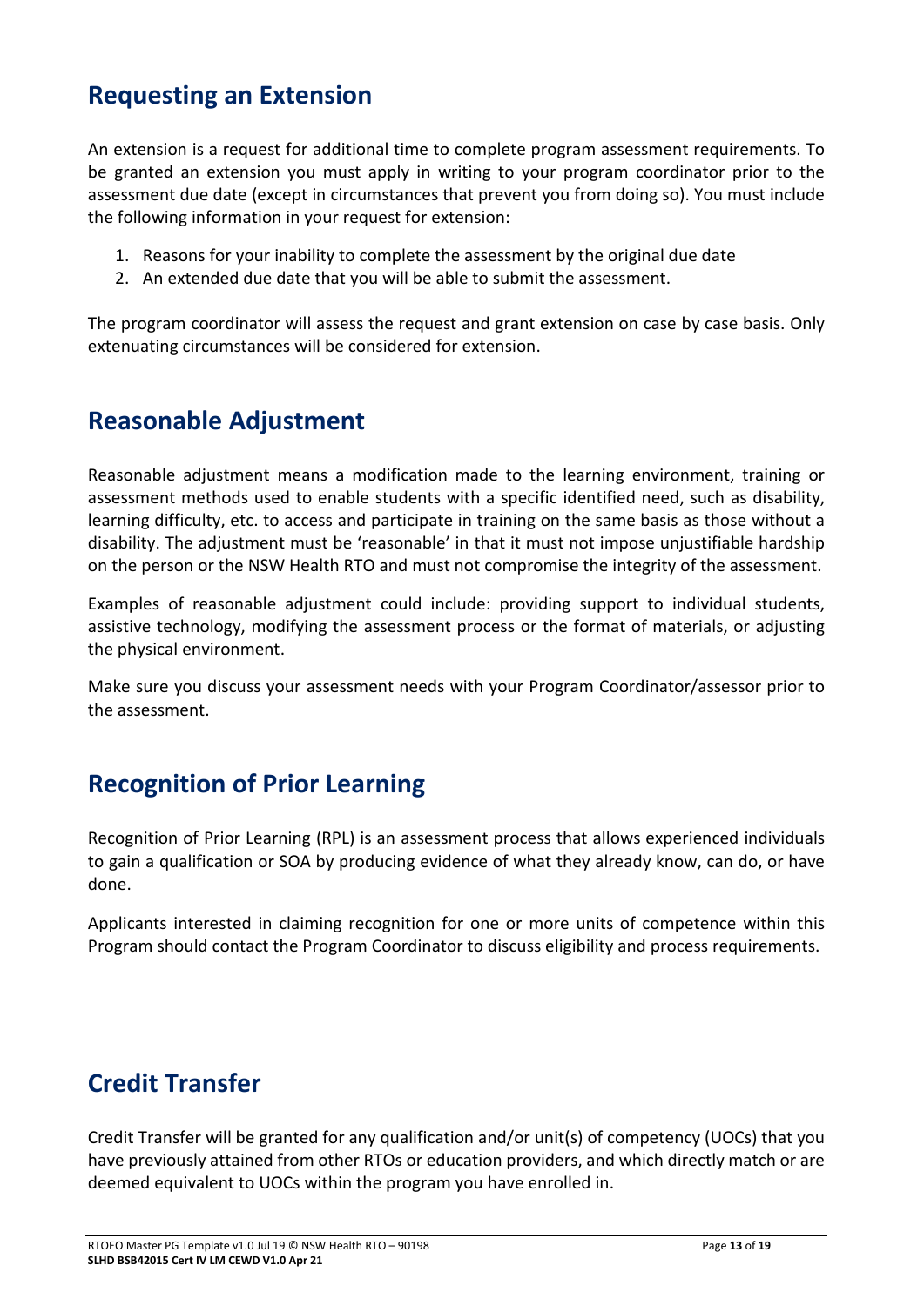## Requesting an Extension

An extension is a request for additional time to complete program assessment requirements. To be granted an extension you must apply in writing to your program coordinator prior to the assessment due date (except in circumstances that prevent you from doing so). You must include the following information in your request for extension:

1. Reasons for your inability to complete the assessment by the original due date
2. An extended due date that you will be able to submit the assessment.

The program coordinator will assess the request and grant extension on case by case basis. Only extenuating circumstances will be considered for extension.

## Reasonable Adjustment

Reasonable adjustment means a modification made to the learning environment, training or assessment methods used to enable students with a specific identified need, such as disability, learning difficulty, etc. to access and participate in training on the same basis as those without a disability. The adjustment must be 'reasonable' in that it must not impose unjustifiable hardship on the person or the NSW Health RTO and must not compromise the integrity of the assessment.

Examples of reasonable adjustment could include: providing support to individual students, assistive technology, modifying the assessment process or the format of materials, or adjusting the physical environment.

Make sure you discuss your assessment needs with your Program Coordinator/assessor prior to the assessment.

## Recognition of Prior Learning

Recognition of Prior Learning (RPL) is an assessment process that allows experienced individuals to gain a qualification or SOA by producing evidence of what they already know, can do, or have done.

Applicants interested in claiming recognition for one or more units of competence within this Program should contact the Program Coordinator to discuss eligibility and process requirements.

## Credit Transfer

Credit Transfer will be granted for any qualification and/or unit(s) of competency (UOCs) that you have previously attained from other RTOs or education providers, and which directly match or are deemed equivalent to UOCs within the program you have enrolled in.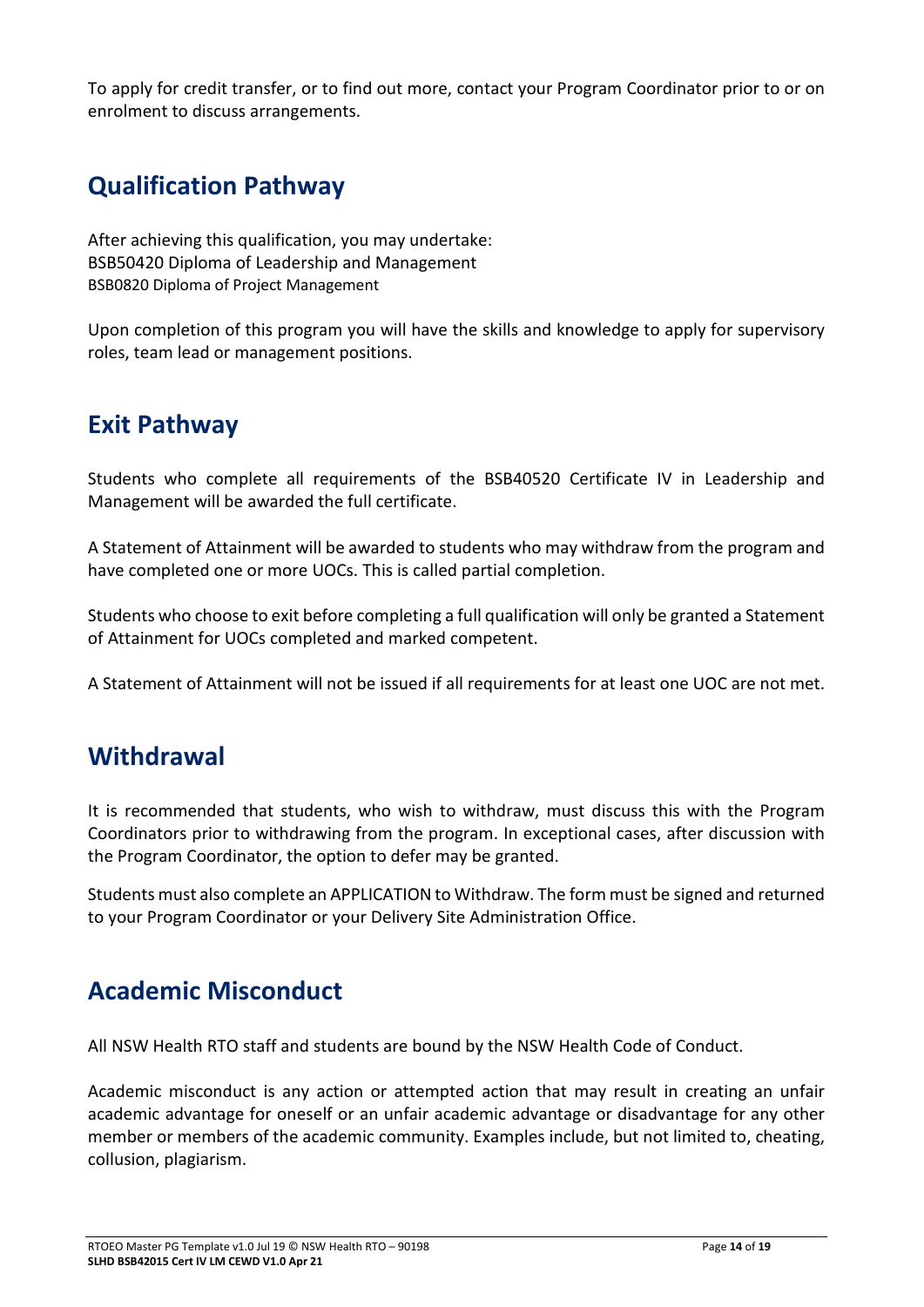To apply for credit transfer, or to find out more, contact your Program Coordinator prior to or on enrolment to discuss arrangements.

## Qualification Pathway

After achieving this qualification, you may undertake:
BSB50420 Diploma of Leadership and Management
BSB0820 Diploma of Project Management

Upon completion of this program you will have the skills and knowledge to apply for supervisory roles, team lead or management positions.

## Exit Pathway

Students who complete all requirements of the BSB40520 Certificate IV in Leadership and Management will be awarded the full certificate.

A Statement of Attainment will be awarded to students who may withdraw from the program and have completed one or more UOCs. This is called partial completion.

Students who choose to exit before completing a full qualification will only be granted a Statement of Attainment for UOCs completed and marked competent.

A Statement of Attainment will not be issued if all requirements for at least one UOC are not met.

## Withdrawal

It is recommended that students, who wish to withdraw, must discuss this with the Program Coordinators prior to withdrawing from the program. In exceptional cases, after discussion with the Program Coordinator, the option to defer may be granted.

Students must also complete an APPLICATION to Withdraw. The form must be signed and returned to your Program Coordinator or your Delivery Site Administration Office.

## Academic Misconduct

All NSW Health RTO staff and students are bound by the NSW Health Code of Conduct.

Academic misconduct is any action or attempted action that may result in creating an unfair academic advantage for oneself or an unfair academic advantage or disadvantage for any other member or members of the academic community. Examples include, but not limited to, cheating, collusion, plagiarism.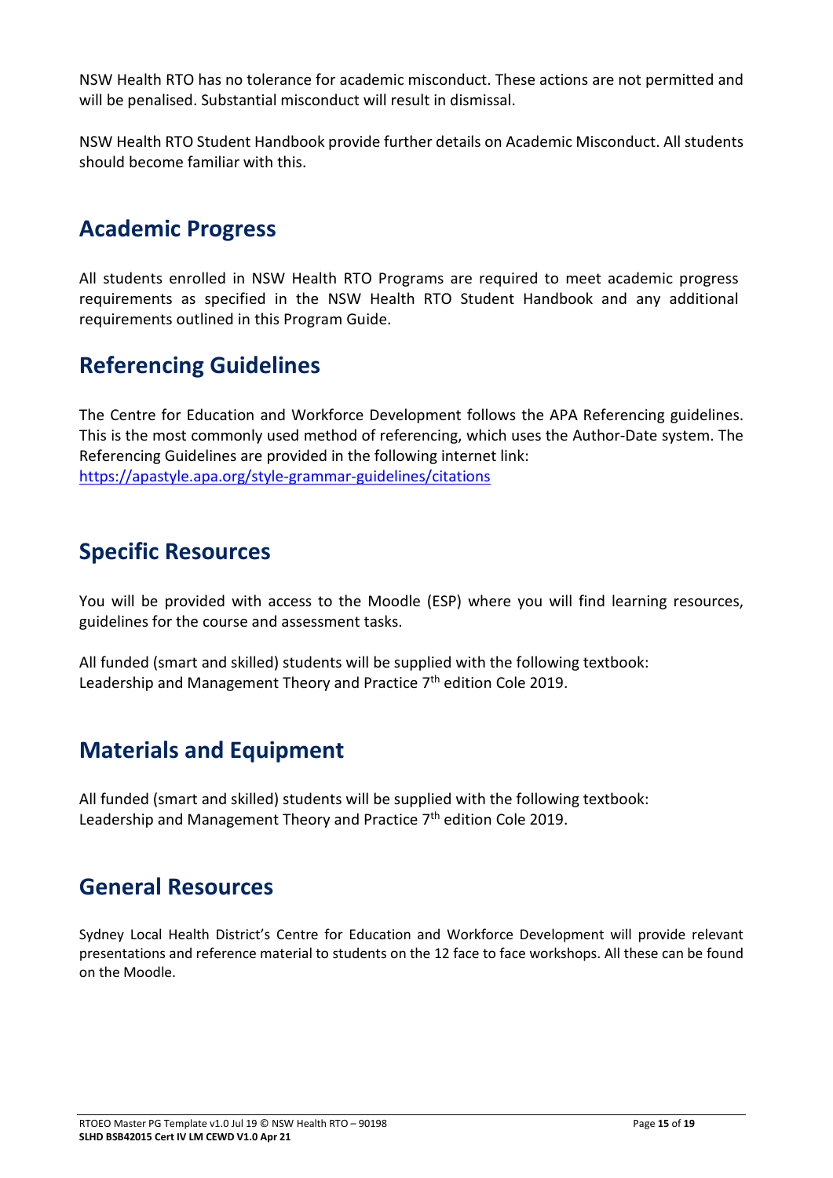NSW Health RTO has no tolerance for academic misconduct. These actions are not permitted and will be penalised. Substantial misconduct will result in dismissal.

NSW Health RTO Student Handbook provide further details on Academic Misconduct. All students should become familiar with this.

## Academic Progress

All students enrolled in NSW Health RTO Programs are required to meet academic progress requirements as specified in the NSW Health RTO Student Handbook and any additional requirements outlined in this Program Guide.

## Referencing Guidelines

The Centre for Education and Workforce Development follows the APA Referencing guidelines. This is the most commonly used method of referencing, which uses the Author-Date system. The Referencing Guidelines are provided in the following internet link:
https://apastyle.apa.org/style-grammar-guidelines/citations

## Specific Resources

You will be provided with access to the Moodle (ESP) where you will find learning resources, guidelines for the course and assessment tasks.

All funded (smart and skilled) students will be supplied with the following textbook:
Leadership and Management Theory and Practice 7th edition Cole 2019.

## Materials and Equipment

All funded (smart and skilled) students will be supplied with the following textbook:
Leadership and Management Theory and Practice 7th edition Cole 2019.

## General Resources

Sydney Local Health District's Centre for Education and Workforce Development will provide relevant presentations and reference material to students on the 12 face to face workshops. All these can be found on the Moodle.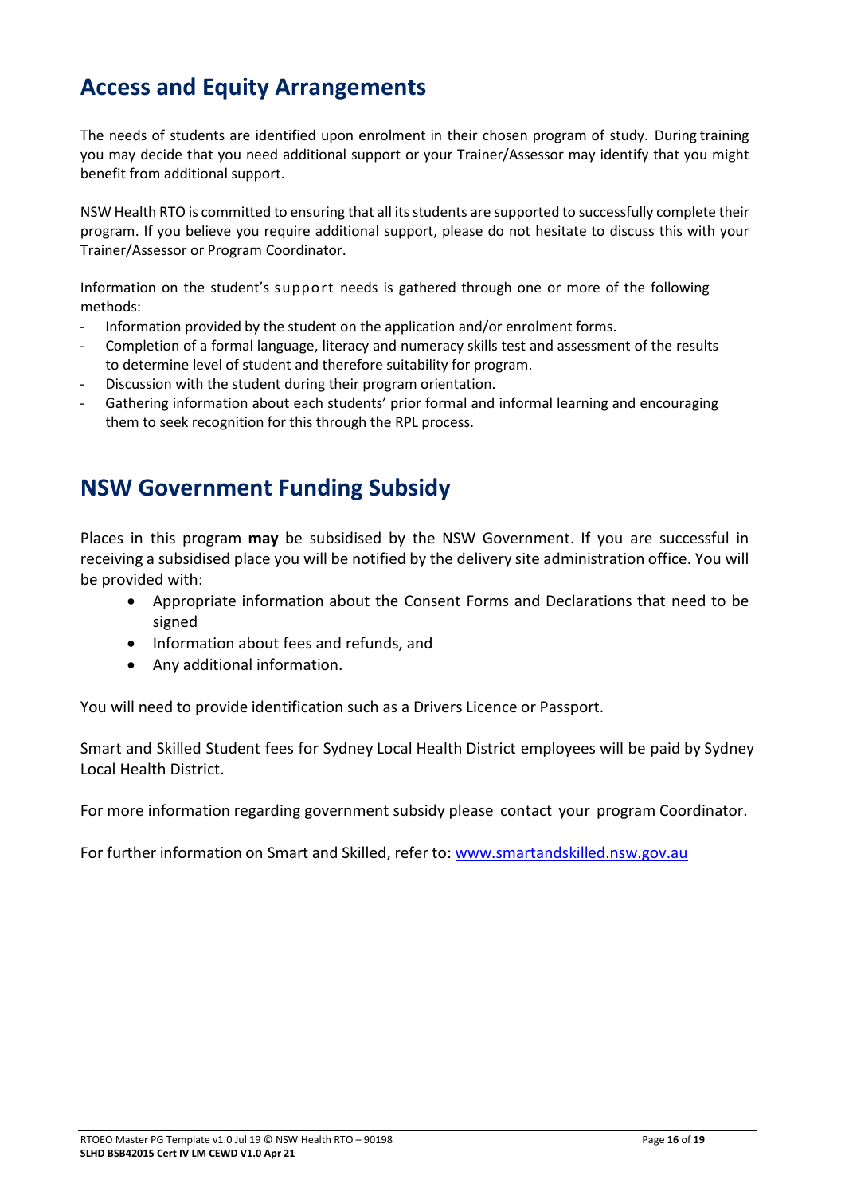## Access and Equity Arrangements

The needs of students are identified upon enrolment in their chosen program of study. During training you may decide that you need additional support or your Trainer/Assessor may identify that you might benefit from additional support.

NSW Health RTO is committed to ensuring that all its students are supported to successfully complete their program. If you believe you require additional support, please do not hesitate to discuss this with your Trainer/Assessor or Program Coordinator.

Information on the student's support needs is gathered through one or more of the following methods:

- Information provided by the student on the application and/or enrolment forms.
- Completion of a formal language, literacy and numeracy skills test and assessment of the results to determine level of student and therefore suitability for program.
- Discussion with the student during their program orientation.
- Gathering information about each students' prior formal and informal learning and encouraging them to seek recognition for this through the RPL process.

## NSW Government Funding Subsidy

Places in this program **may** be subsidised by the NSW Government. If you are successful in receiving a subsidised place you will be notified by the delivery site administration office. You will be provided with:

- Appropriate information about the Consent Forms and Declarations that need to be signed
- Information about fees and refunds, and
- Any additional information.

You will need to provide identification such as a Drivers Licence or Passport.

Smart and Skilled Student fees for Sydney Local Health District employees will be paid by Sydney Local Health District.

For more information regarding government subsidy please contact your program Coordinator.

For further information on Smart and Skilled, refer to: [www.smartandskilled.nsw.gov.au](http://www.smartandskilled.nsw.gov.au)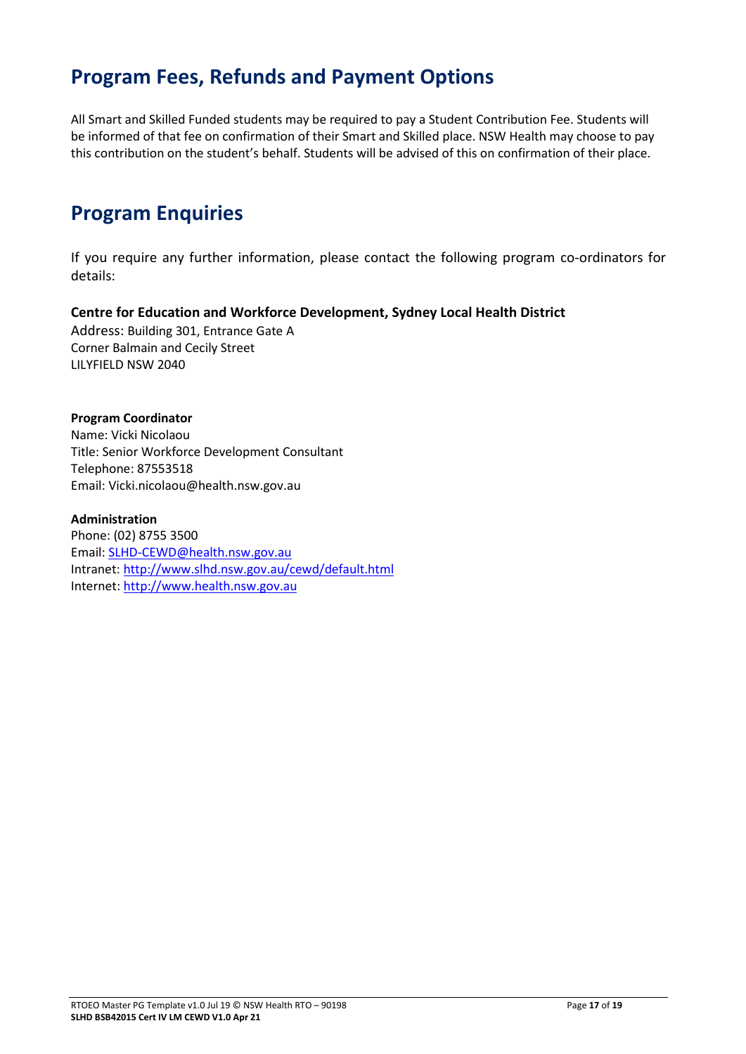## Program Fees, Refunds and Payment Options

All Smart and Skilled Funded students may be required to pay a Student Contribution Fee. Students will be informed of that fee on confirmation of their Smart and Skilled place. NSW Health may choose to pay this contribution on the student's behalf. Students will be advised of this on confirmation of their place.

## Program Enquiries

If you require any further information, please contact the following program co-ordinators for details:

**Centre for Education and Workforce Development, Sydney Local Health District**
Address: Building 301, Entrance Gate A
Corner Balmain and Cecily Street
LILYFIELD NSW 2040

**Program Coordinator**
Name: Vicki Nicolaou
Title: Senior Workforce Development Consultant
Telephone: 87553518
Email: Vicki.nicolaou@health.nsw.gov.au

**Administration**
Phone: (02) 8755 3500
Email: SLHD-CEWD@health.nsw.gov.au
Intranet: http://www.slhd.nsw.gov.au/cewd/default.html
Internet: http://www.health.nsw.gov.au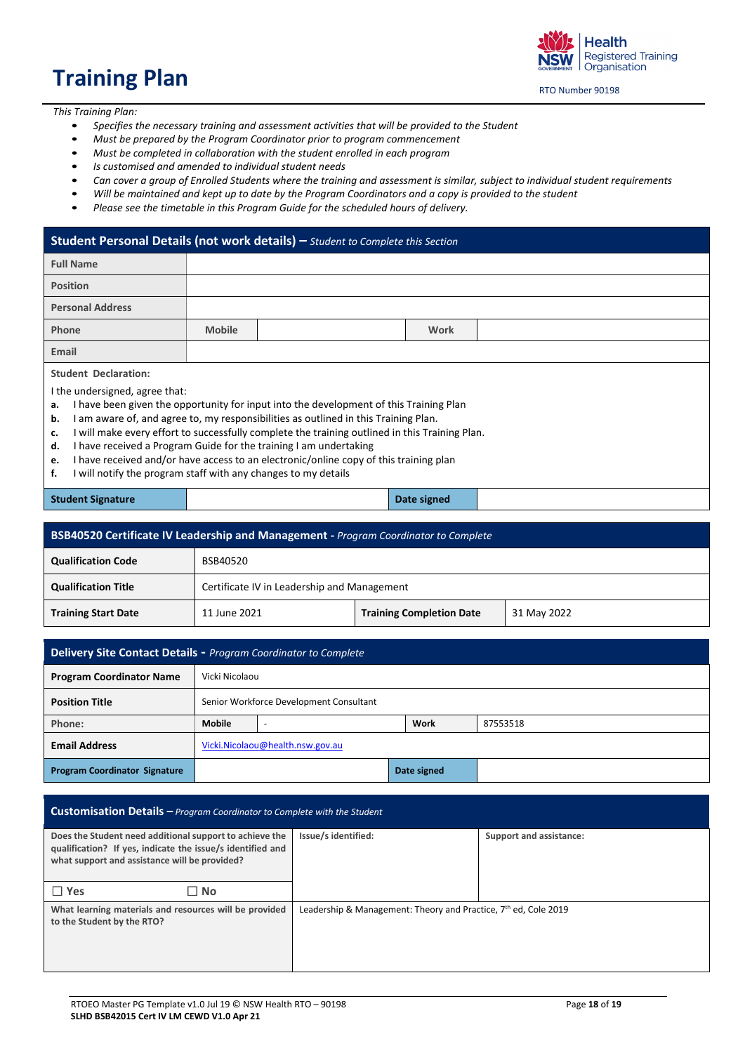# Training Plan

Health NSW Registered Training Organisation

RTO Number 90198

*This Training Plan:*

- *Specifies the necessary training and assessment activities that will be provided to the Student*
- *Must be prepared by the Program Coordinator prior to program commencement*
- *Must be completed in collaboration with the student enrolled in each program*
- *Is customised and amended to individual student needs*
- *Can cover a group of Enrolled Students where the training and assessment is similar, subject to individual student requirements*
- *Will be maintained and kept up to date by the Program Coordinators and a copy is provided to the student*
- *Please see the timetable in this Program Guide for the scheduled hours of delivery.*

| **Student Personal Details (not work details) –** *Student to Complete this Section* | | | | |
|---|---|---|---|---|
| **Full Name** | | | | |
| **Position** | | | | |
| **Personal Address** | | | | |
| **Phone** | **Mobile** | | **Work** | |
| **Email** | | | | |

**Student Declaration:**

I the undersigned, agree that:

a. I have been given the opportunity for input into the development of this Training Plan
b. I am aware of, and agree to, my responsibilities as outlined in this Training Plan.
c. I will make every effort to successfully complete the training outlined in this Training Plan.
d. I have received a Program Guide for the training I am undertaking
e. I have received and/or have access to an electronic/online copy of this training plan
f. I will notify the program staff with any changes to my details

| **Student Signature** | | **Date signed** | |
|---|---|---|---|

| **BSB40520 Certificate IV Leadership and Management -** *Program Coordinator to Complete* | | | |
|---|---|---|---|
| **Qualification Code** | BSB40520 | | |
| **Qualification Title** | Certificate IV in Leadership and Management | | |
| **Training Start Date** | 11 June 2021 | **Training Completion Date** | 31 May 2022 |

| **Delivery Site Contact Details -** *Program Coordinator to Complete* | | | | |
|---|---|---|---|---|
| **Program Coordinator Name** | Vicki Nicolaou | | | |
| **Position Title** | Senior Workforce Development Consultant | | | |
| **Phone:** | **Mobile** | - | **Work** | 87553518 |
| **Email Address** | Vicki.Nicolaou@health.nsw.gov.au | | | |
| **Program Coordinator Signature** | | | **Date signed** | |

| **Customisation Details –** *Program Coordinator to Complete with the Student* | | |
|---|---|---|
| **Does the Student need additional support to achieve the qualification? If yes, indicate the issue/s identified and what support and assistance will be provided?** ☐ Yes ☐ No | **Issue/s identified:** | **Support and assistance:** |
| **What learning materials and resources will be provided to the Student by the RTO?** | Leadership & Management: Theory and Practice, 7th ed, Cole 2019 | |

RTOEO Master PG Template v1.0 Jul 19 © NSW Health RTO – 90198
**SLHD BSB42015 Cert IV LM CEWD V1.0 Apr 21**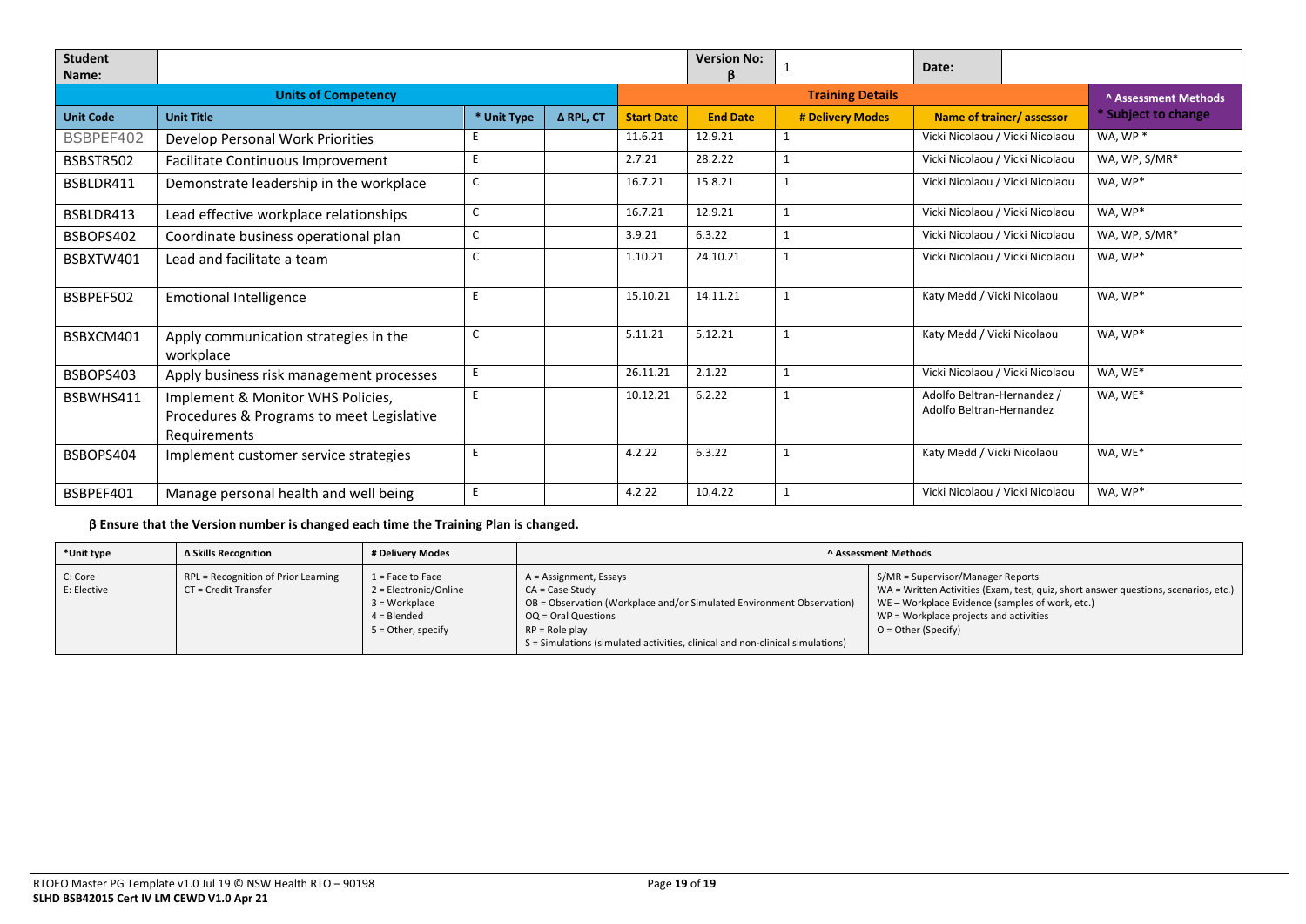| **Student Name:** | | | | | | **Version No: β** | 1 | **Date:** | |
|---|---|---|---|---|---|---|---|---|---|
| **Units of Competency** | | | | **Training Details** | | | | **^ Assessment Methods** | |
| **Unit Code** | **Unit Title** | *** Unit Type** | **Δ RPL, CT** | **Start Date** | **End Date** | **# Delivery Modes** | **Name of trainer/ assessor** | *** Subject to change** | |
| BSBPEF402 | Develop Personal Work Priorities | E | | 11.6.21 | 12.9.21 | 1 | Vicki Nicolaou / Vicki Nicolaou | WA, WP * | |
| BSBSTR502 | Facilitate Continuous Improvement | E | | 2.7.21 | 28.2.22 | 1 | Vicki Nicolaou / Vicki Nicolaou | WA, WP, S/MR* | |
| BSBLDR411 | Demonstrate leadership in the workplace | C | | 16.7.21 | 15.8.21 | 1 | Vicki Nicolaou / Vicki Nicolaou | WA, WP* | |
| BSBLDR413 | Lead effective workplace relationships | C | | 16.7.21 | 12.9.21 | 1 | Vicki Nicolaou / Vicki Nicolaou | WA, WP* | |
| BSBOPS402 | Coordinate business operational plan | C | | 3.9.21 | 6.3.22 | 1 | Vicki Nicolaou / Vicki Nicolaou | WA, WP, S/MR* | |
| BSBXTW401 | Lead and facilitate a team | C | | 1.10.21 | 24.10.21 | 1 | Vicki Nicolaou / Vicki Nicolaou | WA, WP* | |
| BSBPEF502 | Emotional Intelligence | E | | 15.10.21 | 14.11.21 | 1 | Katy Medd / Vicki Nicolaou | WA, WP* | |
| BSBXCM401 | Apply communication strategies in the workplace | C | | 5.11.21 | 5.12.21 | 1 | Katy Medd / Vicki Nicolaou | WA, WP* | |
| BSBOPS403 | Apply business risk management processes | E | | 26.11.21 | 2.1.22 | 1 | Vicki Nicolaou / Vicki Nicolaou | WA, WE* | |
| BSBWHS411 | Implement & Monitor WHS Policies, Procedures & Programs to meet Legislative Requirements | E | | 10.12.21 | 6.2.22 | 1 | Adolfo Beltran-Hernandez / Adolfo Beltran-Hernandez | WA, WE* | |
| BSBOPS404 | Implement customer service strategies | E | | 4.2.22 | 6.3.22 | 1 | Katy Medd / Vicki Nicolaou | WA, WE* | |
| BSBPEF401 | Manage personal health and well being | E | | 4.2.22 | 10.4.22 | 1 | Vicki Nicolaou / Vicki Nicolaou | WA, WP* | |

**β Ensure that the Version number is changed each time the Training Plan is changed.**

| ***Unit type** | **Δ Skills Recognition** | **# Delivery Modes** | **^ Assessment Methods** | |
|---|---|---|---|---|
| C: Core<br>E: Elective | RPL = Recognition of Prior Learning<br>CT = Credit Transfer | 1 = Face to Face<br>2 = Electronic/Online<br>3 = Workplace<br>4 = Blended<br>5 = Other, specify | A = Assignment, Essays<br>CA = Case Study<br>OB = Observation (Workplace and/or Simulated Environment Observation)<br>OQ = Oral Questions<br>RP = Role play<br>S = Simulations (simulated activities, clinical and non-clinical simulations) | S/MR = Supervisor/Manager Reports<br>WA = Written Activities (Exam, test, quiz, short answer questions, scenarios, etc.)<br>WE – Workplace Evidence (samples of work, etc.)<br>WP = Workplace projects and activities<br>O = Other (Specify) |